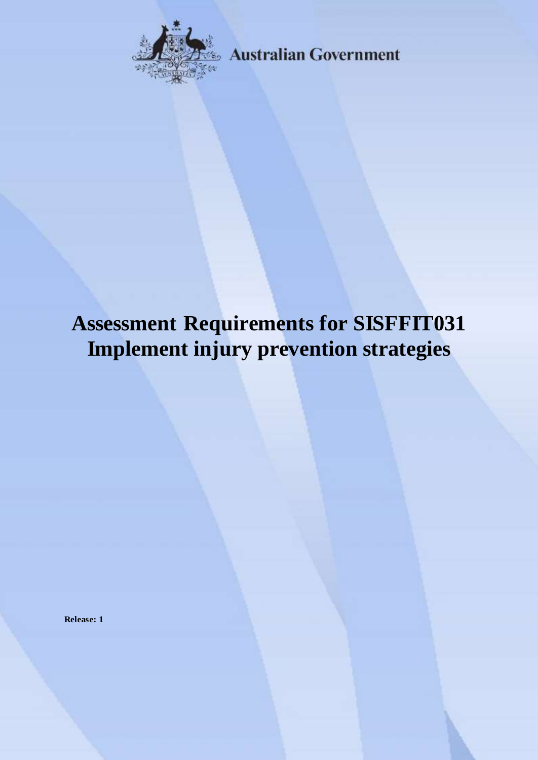Australian Government

# Assessment Requirements for SISFFIT031 Implement injury prevention strategies

**Release: 1**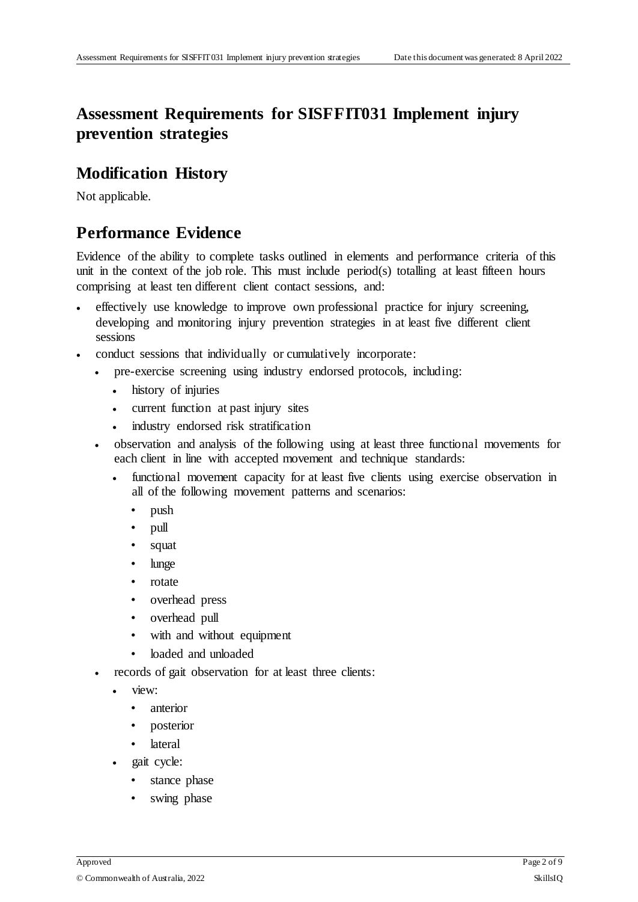# Assessment Requirements for SISFFIT031 Implement injury prevention strategies

## Modification History

Not applicable.

## Performance Evidence

Evidence of the ability to complete tasks outlined in elements and performance criteria of this unit in the context of the job role. This must include period(s) totalling at least fifteen hours comprising at least ten different client contact sessions, and:

- effectively use knowledge to improve own professional practice for injury screening, developing and monitoring injury prevention strategies in at least five different client sessions
- conduct sessions that individually or cumulatively incorporate:
  - pre-exercise screening using industry endorsed protocols, including:
    - history of injuries
    - current function at past injury sites
    - industry endorsed risk stratification
  - observation and analysis of the following using at least three functional movements for each client in line with accepted movement and technique standards:
    - functional movement capacity for at least five clients using exercise observation in all of the following movement patterns and scenarios:
      - push
      - pull
      - squat
      - lunge
      - rotate
      - overhead press
      - overhead pull
      - with and without equipment
      - loaded and unloaded
  - records of gait observation for at least three clients:
    - view:
      - anterior
      - posterior
      - lateral
    - gait cycle:
      - stance phase
      - swing phase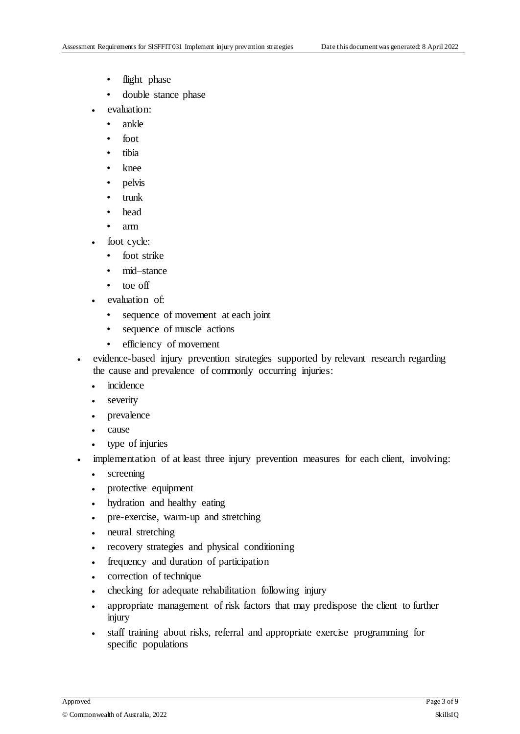- flight phase
        - double stance phase
    - evaluation:
        - ankle
        - foot
        - tibia
        - knee
        - pelvis
        - trunk
        - head
        - arm
    - foot cycle:
        - foot strike
        - mid–stance
        - toe off
    - evaluation of:
        - sequence of movement at each joint
        - sequence of muscle actions
        - efficiency of movement
- evidence-based injury prevention strategies supported by relevant research regarding the cause and prevalence of commonly occurring injuries:
    - incidence
    - severity
    - prevalence
    - cause
    - type of injuries
- implementation of at least three injury prevention measures for each client, involving:
    - screening
    - protective equipment
    - hydration and healthy eating
    - pre-exercise, warm-up and stretching
    - neural stretching
    - recovery strategies and physical conditioning
    - frequency and duration of participation
    - correction of technique
    - checking for adequate rehabilitation following injury
    - appropriate management of risk factors that may predispose the client to further injury
    - staff training about risks, referral and appropriate exercise programming for specific populations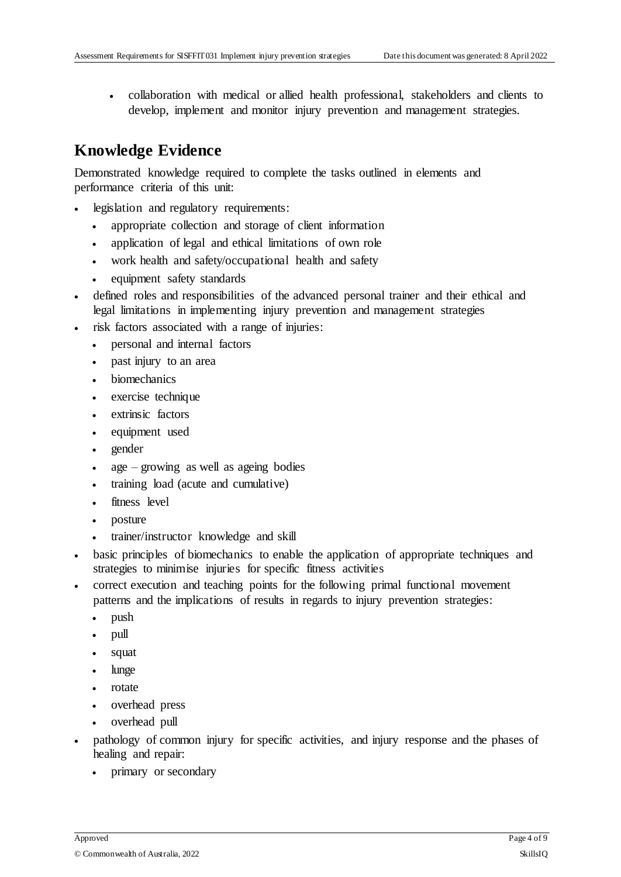- collaboration with medical or allied health professional, stakeholders and clients to develop, implement and monitor injury prevention and management strategies.

## Knowledge Evidence

Demonstrated knowledge required to complete the tasks outlined in elements and performance criteria of this unit:

- legislation and regulatory requirements:
  - appropriate collection and storage of client information
  - application of legal and ethical limitations of own role
  - work health and safety/occupational health and safety
  - equipment safety standards
- defined roles and responsibilities of the advanced personal trainer and their ethical and legal limitations in implementing injury prevention and management strategies
- risk factors associated with a range of injuries:
  - personal and internal factors
  - past injury to an area
  - biomechanics
  - exercise technique
  - extrinsic factors
  - equipment used
  - gender
  - age – growing as well as ageing bodies
  - training load (acute and cumulative)
  - fitness level
  - posture
  - trainer/instructor knowledge and skill
- basic principles of biomechanics to enable the application of appropriate techniques and strategies to minimise injuries for specific fitness activities
- correct execution and teaching points for the following primal functional movement patterns and the implications of results in regards to injury prevention strategies:
  - push
  - pull
  - squat
  - lunge
  - rotate
  - overhead press
  - overhead pull
- pathology of common injury for specific activities, and injury response and the phases of healing and repair:
  - primary or secondary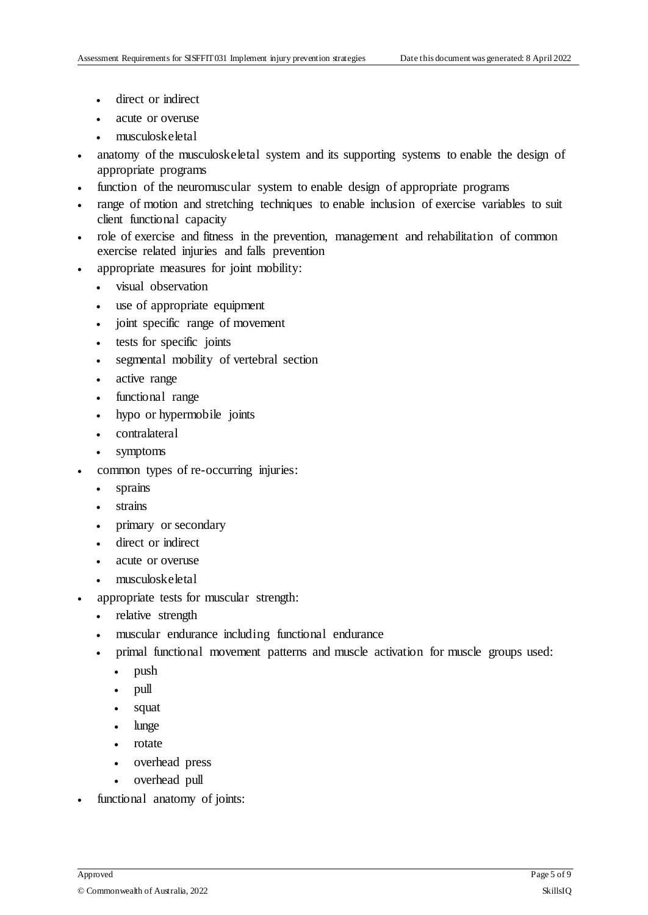- direct or indirect
  - acute or overuse
  - musculoskeletal
- anatomy of the musculoskeletal system and its supporting systems to enable the design of appropriate programs
- function of the neuromuscular system to enable design of appropriate programs
- range of motion and stretching techniques to enable inclusion of exercise variables to suit client functional capacity
- role of exercise and fitness in the prevention, management and rehabilitation of common exercise related injuries and falls prevention
- appropriate measures for joint mobility:
  - visual observation
  - use of appropriate equipment
  - joint specific range of movement
  - tests for specific joints
  - segmental mobility of vertebral section
  - active range
  - functional range
  - hypo or hypermobile joints
  - contralateral
  - symptoms
- common types of re-occurring injuries:
  - sprains
  - strains
  - primary or secondary
  - direct or indirect
  - acute or overuse
  - musculoskeletal
- appropriate tests for muscular strength:
  - relative strength
  - muscular endurance including functional endurance
  - primal functional movement patterns and muscle activation for muscle groups used:
    - push
    - pull
    - squat
    - lunge
    - rotate
    - overhead press
    - overhead pull
- functional anatomy of joints: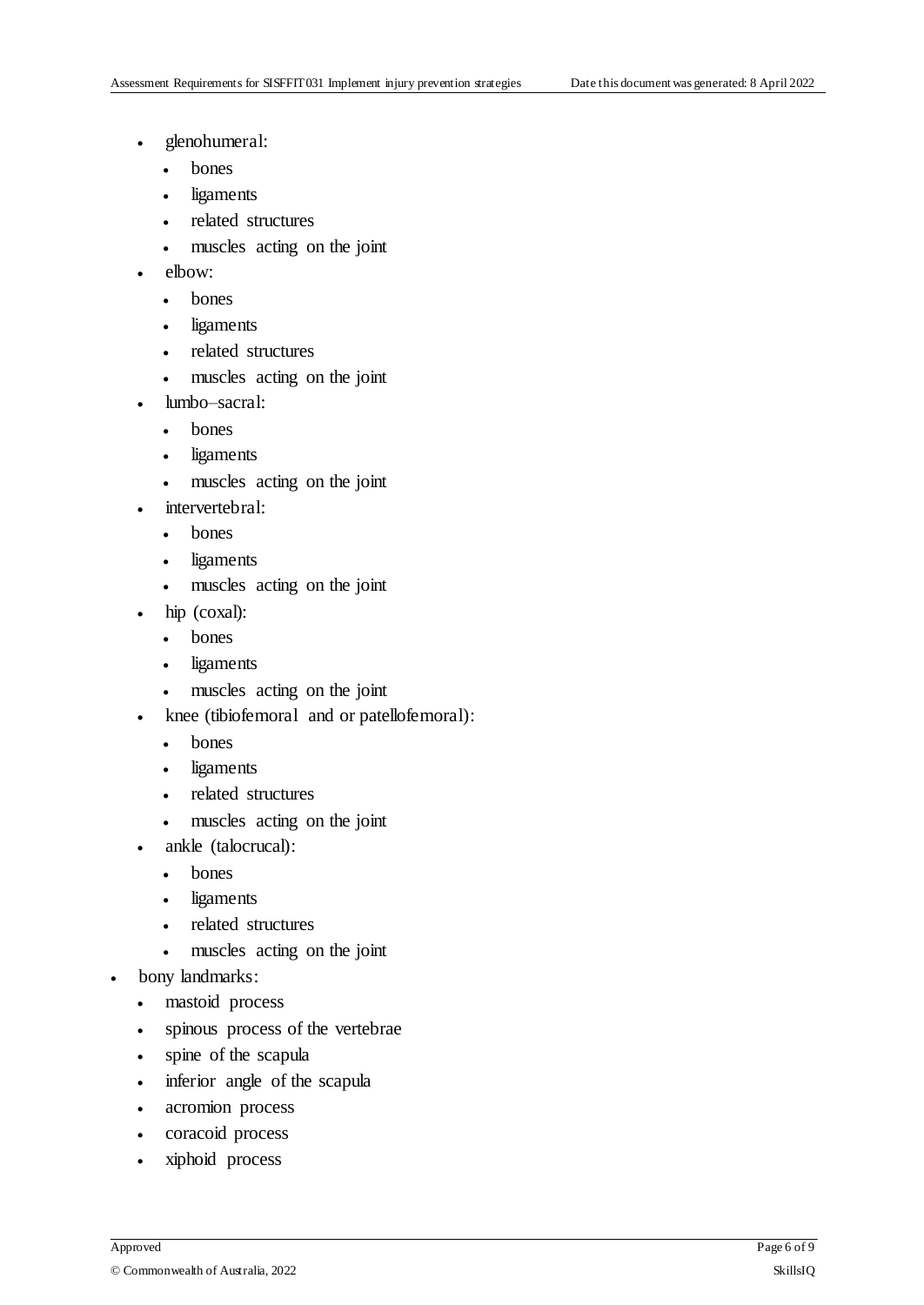- glenohumeral:
  - bones
  - ligaments
  - related structures
  - muscles acting on the joint
- elbow:
  - bones
  - ligaments
  - related structures
  - muscles acting on the joint
- lumbo–sacral:
  - bones
  - ligaments
  - muscles acting on the joint
- intervertebral:
  - bones
  - ligaments
  - muscles acting on the joint
- hip (coxal):
  - bones
  - ligaments
  - muscles acting on the joint
- knee (tibiofemoral and or patellofemoral):
  - bones
  - ligaments
  - related structures
  - muscles acting on the joint
- ankle (talocrucal):
  - bones
  - ligaments
  - related structures
  - muscles acting on the joint

- bony landmarks:
  - mastoid process
  - spinous process of the vertebrae
  - spine of the scapula
  - inferior angle of the scapula
  - acromion process
  - coracoid process
  - xiphoid process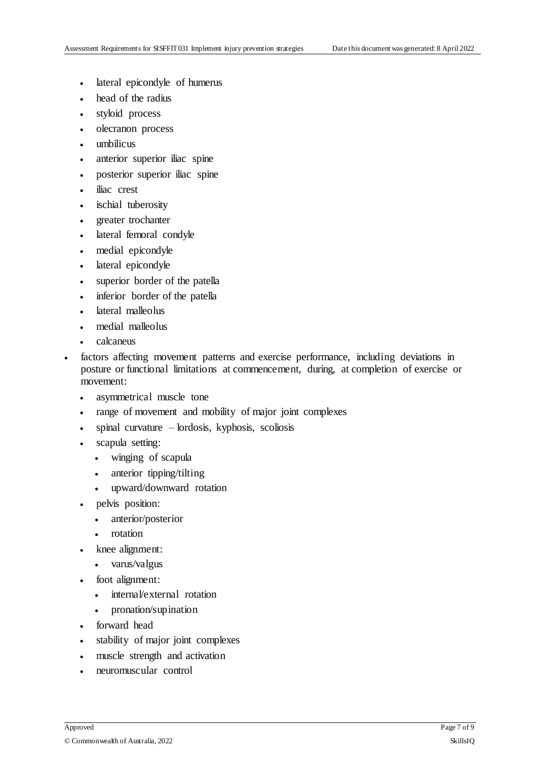- lateral epicondyle of humerus
  - head of the radius
  - styloid process
  - olecranon process
  - umbilicus
  - anterior superior iliac spine
  - posterior superior iliac spine
  - iliac crest
  - ischial tuberosity
  - greater trochanter
  - lateral femoral condyle
  - medial epicondyle
  - lateral epicondyle
  - superior border of the patella
  - inferior border of the patella
  - lateral malleolus
  - medial malleolus
  - calcaneus
- factors affecting movement patterns and exercise performance, including deviations in posture or functional limitations at commencement, during, at completion of exercise or movement:
  - asymmetrical muscle tone
  - range of movement and mobility of major joint complexes
  - spinal curvature – lordosis, kyphosis, scoliosis
  - scapula setting:
    - winging of scapula
    - anterior tipping/tilting
    - upward/downward rotation
  - pelvis position:
    - anterior/posterior
    - rotation
  - knee alignment:
    - varus/valgus
  - foot alignment:
    - internal/external rotation
    - pronation/supination
  - forward head
  - stability of major joint complexes
  - muscle strength and activation
  - neuromuscular control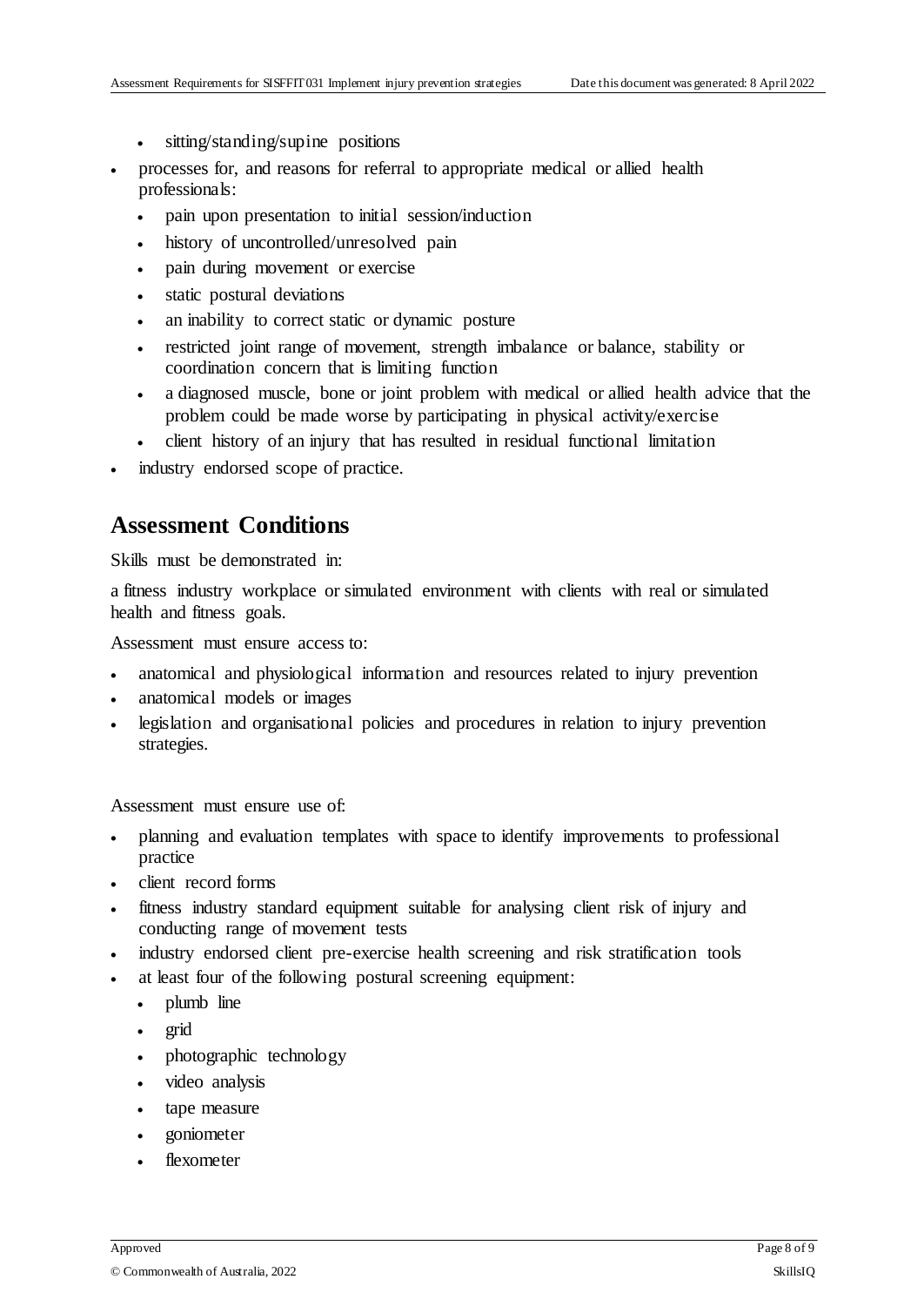- sitting/standing/supine positions
- processes for, and reasons for referral to appropriate medical or allied health professionals:
  - pain upon presentation to initial session/induction
  - history of uncontrolled/unresolved pain
  - pain during movement or exercise
  - static postural deviations
  - an inability to correct static or dynamic posture
  - restricted joint range of movement, strength imbalance or balance, stability or coordination concern that is limiting function
  - a diagnosed muscle, bone or joint problem with medical or allied health advice that the problem could be made worse by participating in physical activity/exercise
  - client history of an injury that has resulted in residual functional limitation
- industry endorsed scope of practice.

## Assessment Conditions

Skills must be demonstrated in:

a fitness industry workplace or simulated environment with clients with real or simulated health and fitness goals.

Assessment must ensure access to:

- anatomical and physiological information and resources related to injury prevention
- anatomical models or images
- legislation and organisational policies and procedures in relation to injury prevention strategies.

Assessment must ensure use of:

- planning and evaluation templates with space to identify improvements to professional practice
- client record forms
- fitness industry standard equipment suitable for analysing client risk of injury and conducting range of movement tests
- industry endorsed client pre-exercise health screening and risk stratification tools
- at least four of the following postural screening equipment:
  - plumb line
  - grid
  - photographic technology
  - video analysis
  - tape measure
  - goniometer
  - flexometer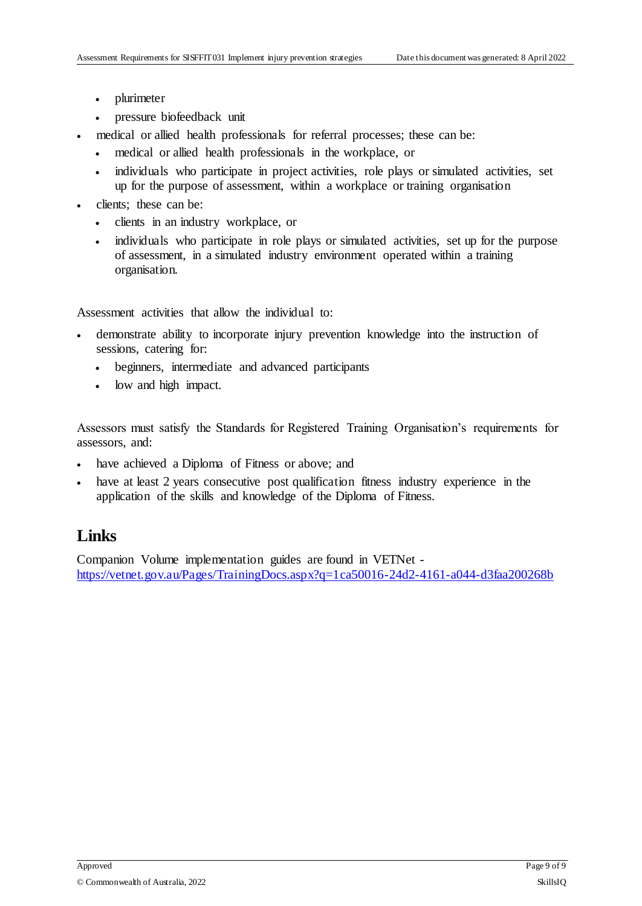- plurimeter
  - pressure biofeedback unit
- medical or allied health professionals for referral processes; these can be:
  - medical or allied health professionals in the workplace, or
  - individuals who participate in project activities, role plays or simulated activities, set up for the purpose of assessment, within a workplace or training organisation
- clients; these can be:
  - clients in an industry workplace, or
  - individuals who participate in role plays or simulated activities, set up for the purpose of assessment, in a simulated industry environment operated within a training organisation.

Assessment activities that allow the individual to:

- demonstrate ability to incorporate injury prevention knowledge into the instruction of sessions, catering for:
  - beginners, intermediate and advanced participants
  - low and high impact.

Assessors must satisfy the Standards for Registered Training Organisation's requirements for assessors, and:

- have achieved a Diploma of Fitness or above; and
- have at least 2 years consecutive post qualification fitness industry experience in the application of the skills and knowledge of the Diploma of Fitness.

# Links

Companion Volume implementation guides are found in VETNet - https://vetnet.gov.au/Pages/TrainingDocs.aspx?q=1ca50016-24d2-4161-a044-d3faa200268b